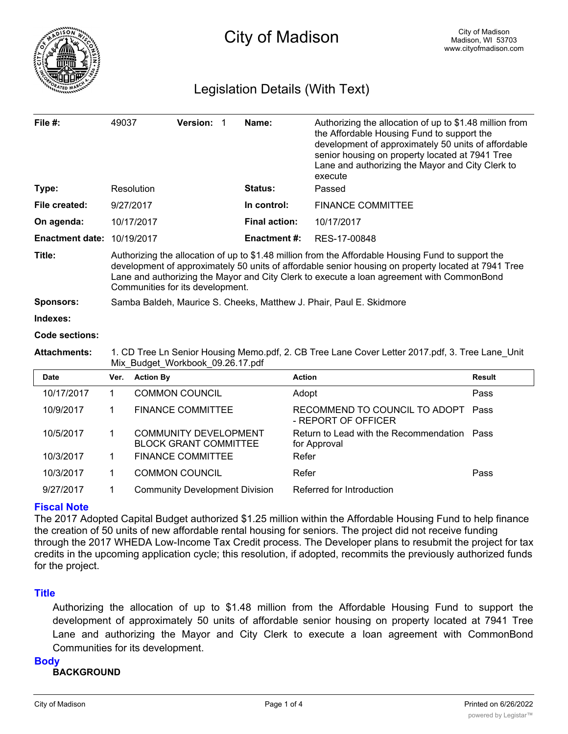# City of Madison

City of Madison
Madison, WI 53703
www.cityofmadison.com

## Legislation Details (With Text)

| | | | |
|---|---|---|---|
| **File #:** | 49037 **Version:** 1 | **Name:** | Authorizing the allocation of up to $1.48 million from the Affordable Housing Fund to support the development of approximately 50 units of affordable senior housing on property located at 7941 Tree Lane and authorizing the Mayor and City Clerk to execute |
| **Type:** | Resolution | **Status:** | Passed |
| **File created:** | 9/27/2017 | **In control:** | FINANCE COMMITTEE |
| **On agenda:** | 10/17/2017 | **Final action:** | 10/17/2017 |
| **Enactment date:** | 10/19/2017 | **Enactment #:** | RES-17-00848 |

**Title:** Authorizing the allocation of up to $1.48 million from the Affordable Housing Fund to support the development of approximately 50 units of affordable senior housing on property located at 7941 Tree Lane and authorizing the Mayor and City Clerk to execute a loan agreement with CommonBond Communities for its development.

**Sponsors:** Samba Baldeh, Maurice S. Cheeks, Matthew J. Phair, Paul E. Skidmore

**Indexes:**

**Code sections:**

**Attachments:** 1. CD Tree Ln Senior Housing Memo.pdf, 2. CB Tree Lane Cover Letter 2017.pdf, 3. Tree Lane_Unit Mix_Budget_Workbook_09.26.17.pdf

| Date | Ver. | Action By | Action | Result |
|---|---|---|---|---|
| 10/17/2017 | 1 | COMMON COUNCIL | Adopt | Pass |
| 10/9/2017 | 1 | FINANCE COMMITTEE | RECOMMEND TO COUNCIL TO ADOPT - REPORT OF OFFICER | Pass |
| 10/5/2017 | 1 | COMMUNITY DEVELOPMENT BLOCK GRANT COMMITTEE | Return to Lead with the Recommendation for Approval | Pass |
| 10/3/2017 | 1 | FINANCE COMMITTEE | Refer | |
| 10/3/2017 | 1 | COMMON COUNCIL | Refer | Pass |
| 9/27/2017 | 1 | Community Development Division | Referred for Introduction | |

### Fiscal Note

The 2017 Adopted Capital Budget authorized $1.25 million within the Affordable Housing Fund to help finance the creation of 50 units of new affordable rental housing for seniors. The project did not receive funding through the 2017 WHEDA Low-Income Tax Credit process. The Developer plans to resubmit the project for tax credits in the upcoming application cycle; this resolution, if adopted, recommits the previously authorized funds for the project.

### Title

Authorizing the allocation of up to $1.48 million from the Affordable Housing Fund to support the development of approximately 50 units of affordable senior housing on property located at 7941 Tree Lane and authorizing the Mayor and City Clerk to execute a loan agreement with CommonBond Communities for its development.

### Body

**BACKGROUND**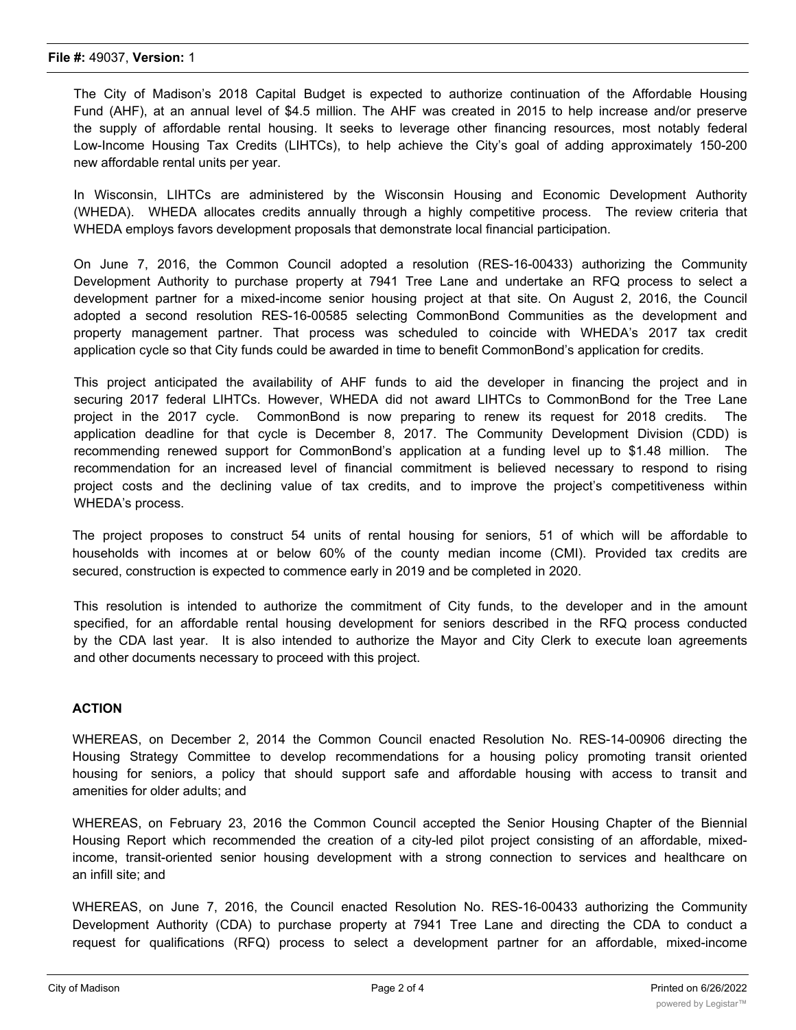The City of Madison's 2018 Capital Budget is expected to authorize continuation of the Affordable Housing Fund (AHF), at an annual level of $4.5 million. The AHF was created in 2015 to help increase and/or preserve the supply of affordable rental housing. It seeks to leverage other financing resources, most notably federal Low-Income Housing Tax Credits (LIHTCs), to help achieve the City's goal of adding approximately 150-200 new affordable rental units per year.

In Wisconsin, LIHTCs are administered by the Wisconsin Housing and Economic Development Authority (WHEDA). WHEDA allocates credits annually through a highly competitive process. The review criteria that WHEDA employs favors development proposals that demonstrate local financial participation.

On June 7, 2016, the Common Council adopted a resolution (RES-16-00433) authorizing the Community Development Authority to purchase property at 7941 Tree Lane and undertake an RFQ process to select a development partner for a mixed-income senior housing project at that site. On August 2, 2016, the Council adopted a second resolution RES-16-00585 selecting CommonBond Communities as the development and property management partner. That process was scheduled to coincide with WHEDA's 2017 tax credit application cycle so that City funds could be awarded in time to benefit CommonBond's application for credits.

This project anticipated the availability of AHF funds to aid the developer in financing the project and in securing 2017 federal LIHTCs. However, WHEDA did not award LIHTCs to CommonBond for the Tree Lane project in the 2017 cycle. CommonBond is now preparing to renew its request for 2018 credits. The application deadline for that cycle is December 8, 2017. The Community Development Division (CDD) is recommending renewed support for CommonBond's application at a funding level up to $1.48 million. The recommendation for an increased level of financial commitment is believed necessary to respond to rising project costs and the declining value of tax credits, and to improve the project's competitiveness within WHEDA's process.

The project proposes to construct 54 units of rental housing for seniors, 51 of which will be affordable to households with incomes at or below 60% of the county median income (CMI). Provided tax credits are secured, construction is expected to commence early in 2019 and be completed in 2020.

This resolution is intended to authorize the commitment of City funds, to the developer and in the amount specified, for an affordable rental housing development for seniors described in the RFQ process conducted by the CDA last year. It is also intended to authorize the Mayor and City Clerk to execute loan agreements and other documents necessary to proceed with this project.

**ACTION**

WHEREAS, on December 2, 2014 the Common Council enacted Resolution No. RES-14-00906 directing the Housing Strategy Committee to develop recommendations for a housing policy promoting transit oriented housing for seniors, a policy that should support safe and affordable housing with access to transit and amenities for older adults; and

WHEREAS, on February 23, 2016 the Common Council accepted the Senior Housing Chapter of the Biennial Housing Report which recommended the creation of a city-led pilot project consisting of an affordable, mixed-income, transit-oriented senior housing development with a strong connection to services and healthcare on an infill site; and

WHEREAS, on June 7, 2016, the Council enacted Resolution No. RES-16-00433 authorizing the Community Development Authority (CDA) to purchase property at 7941 Tree Lane and directing the CDA to conduct a request for qualifications (RFQ) process to select a development partner for an affordable, mixed-income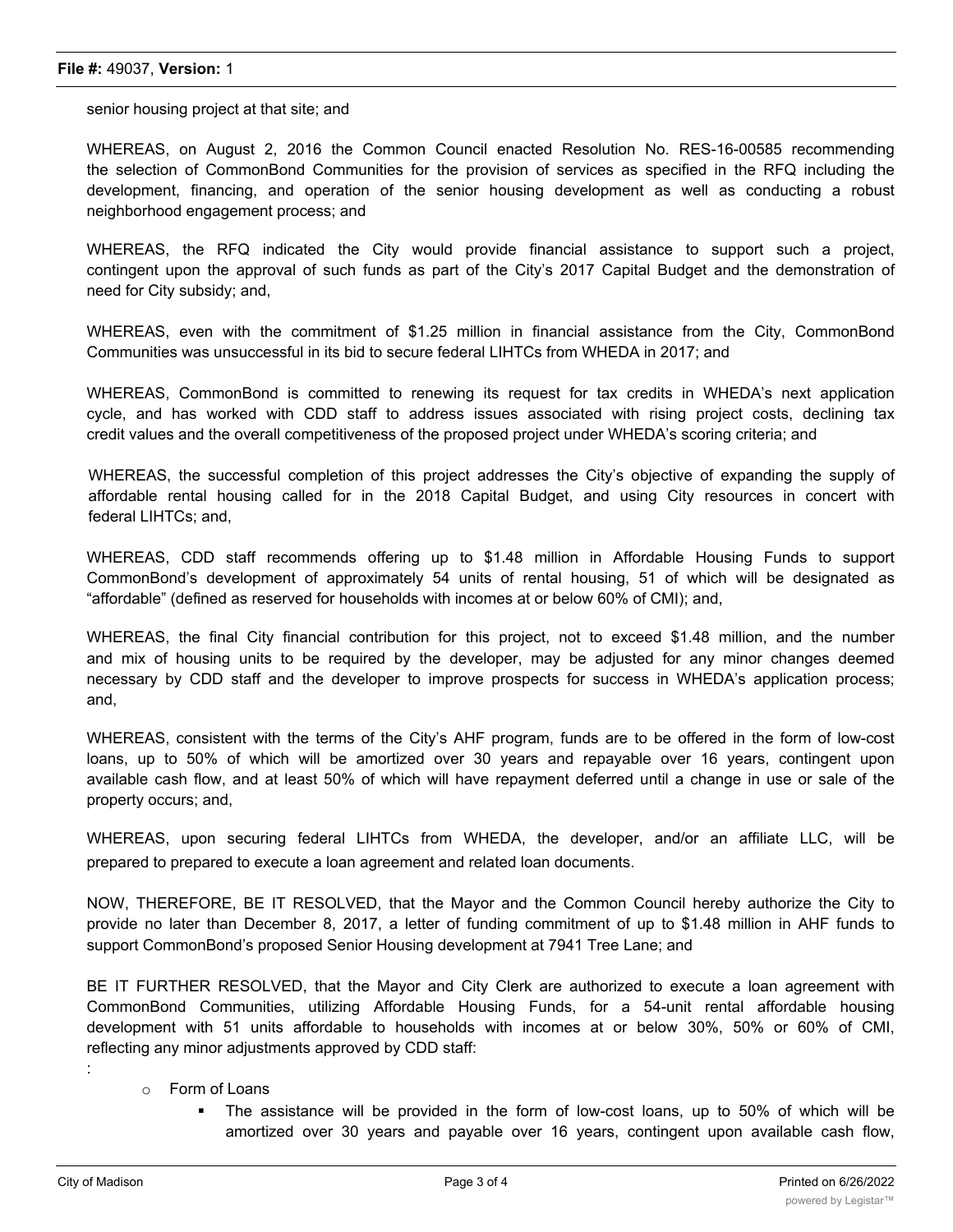senior housing project at that site; and

WHEREAS, on August 2, 2016 the Common Council enacted Resolution No. RES-16-00585 recommending the selection of CommonBond Communities for the provision of services as specified in the RFQ including the development, financing, and operation of the senior housing development as well as conducting a robust neighborhood engagement process; and

WHEREAS, the RFQ indicated the City would provide financial assistance to support such a project, contingent upon the approval of such funds as part of the City's 2017 Capital Budget and the demonstration of need for City subsidy; and,

WHEREAS, even with the commitment of $1.25 million in financial assistance from the City, CommonBond Communities was unsuccessful in its bid to secure federal LIHTCs from WHEDA in 2017; and

WHEREAS, CommonBond is committed to renewing its request for tax credits in WHEDA's next application cycle, and has worked with CDD staff to address issues associated with rising project costs, declining tax credit values and the overall competitiveness of the proposed project under WHEDA's scoring criteria; and

WHEREAS, the successful completion of this project addresses the City's objective of expanding the supply of affordable rental housing called for in the 2018 Capital Budget, and using City resources in concert with federal LIHTCs; and,

WHEREAS, CDD staff recommends offering up to $1.48 million in Affordable Housing Funds to support CommonBond's development of approximately 54 units of rental housing, 51 of which will be designated as "affordable" (defined as reserved for households with incomes at or below 60% of CMI); and,

WHEREAS, the final City financial contribution for this project, not to exceed $1.48 million, and the number and mix of housing units to be required by the developer, may be adjusted for any minor changes deemed necessary by CDD staff and the developer to improve prospects for success in WHEDA's application process; and,

WHEREAS, consistent with the terms of the City's AHF program, funds are to be offered in the form of low-cost loans, up to 50% of which will be amortized over 30 years and repayable over 16 years, contingent upon available cash flow, and at least 50% of which will have repayment deferred until a change in use or sale of the property occurs; and,

WHEREAS, upon securing federal LIHTCs from WHEDA, the developer, and/or an affiliate LLC, will be prepared to prepared to execute a loan agreement and related loan documents.

NOW, THEREFORE, BE IT RESOLVED, that the Mayor and the Common Council hereby authorize the City to provide no later than December 8, 2017, a letter of funding commitment of up to $1.48 million in AHF funds to support CommonBond's proposed Senior Housing development at 7941 Tree Lane; and

BE IT FURTHER RESOLVED, that the Mayor and City Clerk are authorized to execute a loan agreement with CommonBond Communities, utilizing Affordable Housing Funds, for a 54-unit rental affordable housing development with 51 units affordable to households with incomes at or below 30%, 50% or 60% of CMI, reflecting any minor adjustments approved by CDD staff:

:

- Form of Loans
  - The assistance will be provided in the form of low-cost loans, up to 50% of which will be amortized over 30 years and payable over 16 years, contingent upon available cash flow,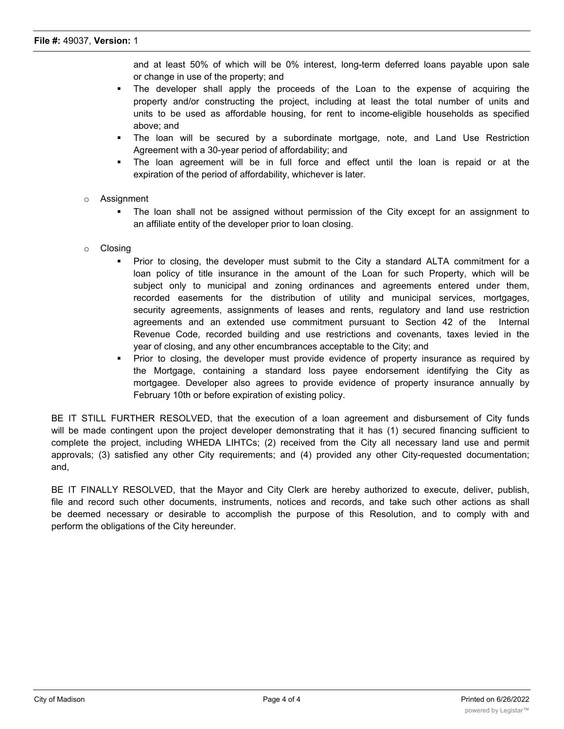and at least 50% of which will be 0% interest, long-term deferred loans payable upon sale or change in use of the property; and
    - The developer shall apply the proceeds of the Loan to the expense of acquiring the property and/or constructing the project, including at least the total number of units and units to be used as affordable housing, for rent to income-eligible households as specified above; and
    - The loan will be secured by a subordinate mortgage, note, and Land Use Restriction Agreement with a 30-year period of affordability; and
    - The loan agreement will be in full force and effect until the loan is repaid or at the expiration of the period of affordability, whichever is later.

- Assignment
    - The loan shall not be assigned without permission of the City except for an assignment to an affiliate entity of the developer prior to loan closing.

- Closing
    - Prior to closing, the developer must submit to the City a standard ALTA commitment for a loan policy of title insurance in the amount of the Loan for such Property, which will be subject only to municipal and zoning ordinances and agreements entered under them, recorded easements for the distribution of utility and municipal services, mortgages, security agreements, assignments of leases and rents, regulatory and land use restriction agreements and an extended use commitment pursuant to Section 42 of the Internal Revenue Code, recorded building and use restrictions and covenants, taxes levied in the year of closing, and any other encumbrances acceptable to the City; and
    - Prior to closing, the developer must provide evidence of property insurance as required by the Mortgage, containing a standard loss payee endorsement identifying the City as mortgagee. Developer also agrees to provide evidence of property insurance annually by February 10th or before expiration of existing policy.

BE IT STILL FURTHER RESOLVED, that the execution of a loan agreement and disbursement of City funds will be made contingent upon the project developer demonstrating that it has (1) secured financing sufficient to complete the project, including WHEDA LIHTCs; (2) received from the City all necessary land use and permit approvals; (3) satisfied any other City requirements; and (4) provided any other City-requested documentation; and,

BE IT FINALLY RESOLVED, that the Mayor and City Clerk are hereby authorized to execute, deliver, publish, file and record such other documents, instruments, notices and records, and take such other actions as shall be deemed necessary or desirable to accomplish the purpose of this Resolution, and to comply with and perform the obligations of the City hereunder.